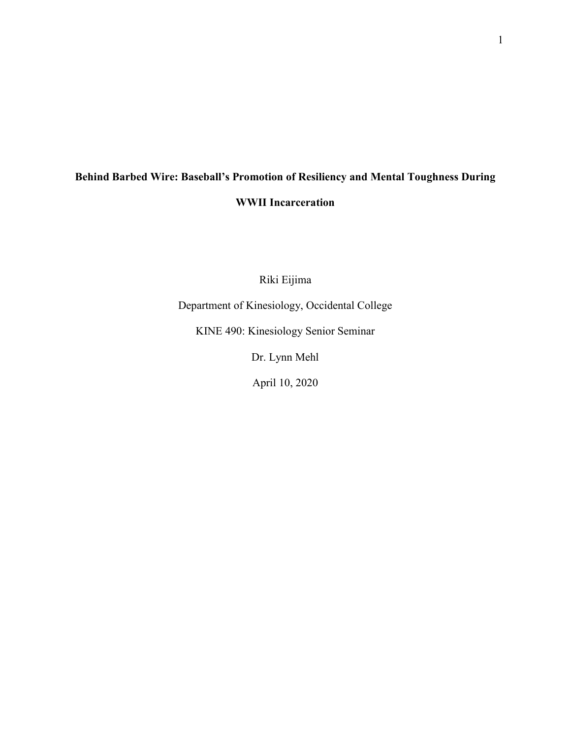# Behind Barbed Wire: Baseball's Promotion of Resiliency and Mental Toughness During WWII Incarceration

Riki Eijima

Department of Kinesiology, Occidental College

KINE 490: Kinesiology Senior Seminar

Dr. Lynn Mehl

April 10, 2020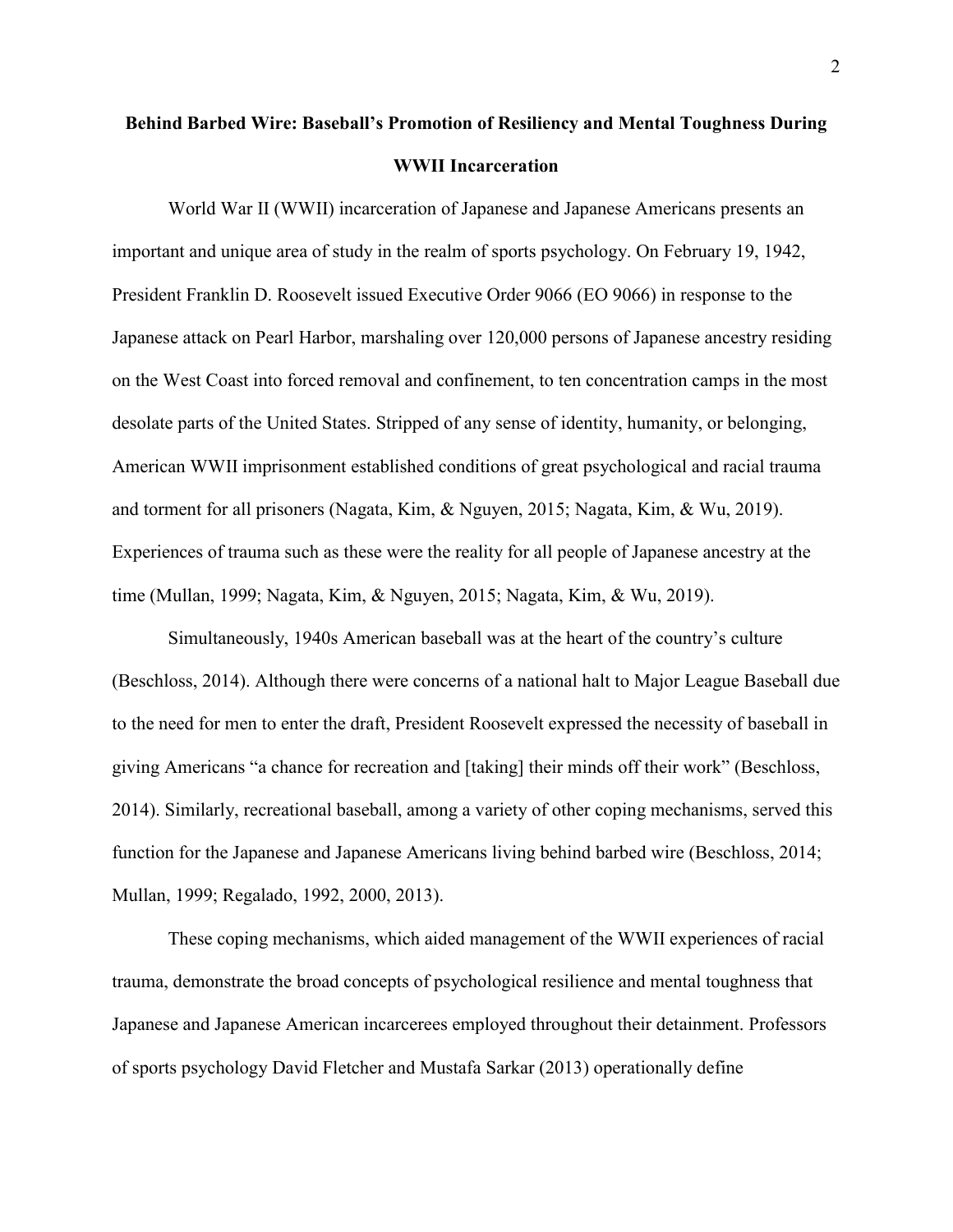**Behind Barbed Wire: Baseball's Promotion of Resiliency and Mental Toughness During WWII Incarceration**

World War II (WWII) incarceration of Japanese and Japanese Americans presents an important and unique area of study in the realm of sports psychology. On February 19, 1942, President Franklin D. Roosevelt issued Executive Order 9066 (EO 9066) in response to the Japanese attack on Pearl Harbor, marshaling over 120,000 persons of Japanese ancestry residing on the West Coast into forced removal and confinement, to ten concentration camps in the most desolate parts of the United States. Stripped of any sense of identity, humanity, or belonging, American WWII imprisonment established conditions of great psychological and racial trauma and torment for all prisoners (Nagata, Kim, & Nguyen, 2015; Nagata, Kim, & Wu, 2019). Experiences of trauma such as these were the reality for all people of Japanese ancestry at the time (Mullan, 1999; Nagata, Kim, & Nguyen, 2015; Nagata, Kim, & Wu, 2019).

Simultaneously, 1940s American baseball was at the heart of the country's culture (Beschloss, 2014). Although there were concerns of a national halt to Major League Baseball due to the need for men to enter the draft, President Roosevelt expressed the necessity of baseball in giving Americans "a chance for recreation and [taking] their minds off their work" (Beschloss, 2014). Similarly, recreational baseball, among a variety of other coping mechanisms, served this function for the Japanese and Japanese Americans living behind barbed wire (Beschloss, 2014; Mullan, 1999; Regalado, 1992, 2000, 2013).

These coping mechanisms, which aided management of the WWII experiences of racial trauma, demonstrate the broad concepts of psychological resilience and mental toughness that Japanese and Japanese American incarcerees employed throughout their detainment. Professors of sports psychology David Fletcher and Mustafa Sarkar (2013) operationally define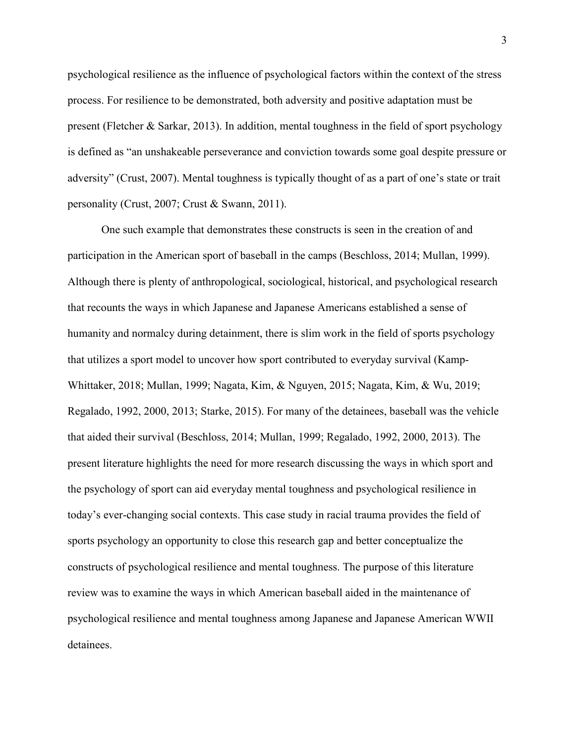psychological resilience as the influence of psychological factors within the context of the stress process. For resilience to be demonstrated, both adversity and positive adaptation must be present (Fletcher & Sarkar, 2013). In addition, mental toughness in the field of sport psychology is defined as "an unshakeable perseverance and conviction towards some goal despite pressure or adversity" (Crust, 2007). Mental toughness is typically thought of as a part of one's state or trait personality (Crust, 2007; Crust & Swann, 2011).

One such example that demonstrates these constructs is seen in the creation of and participation in the American sport of baseball in the camps (Beschloss, 2014; Mullan, 1999). Although there is plenty of anthropological, sociological, historical, and psychological research that recounts the ways in which Japanese and Japanese Americans established a sense of humanity and normalcy during detainment, there is slim work in the field of sports psychology that utilizes a sport model to uncover how sport contributed to everyday survival (Kamp-Whittaker, 2018; Mullan, 1999; Nagata, Kim, & Nguyen, 2015; Nagata, Kim, & Wu, 2019; Regalado, 1992, 2000, 2013; Starke, 2015). For many of the detainees, baseball was the vehicle that aided their survival (Beschloss, 2014; Mullan, 1999; Regalado, 1992, 2000, 2013). The present literature highlights the need for more research discussing the ways in which sport and the psychology of sport can aid everyday mental toughness and psychological resilience in today's ever-changing social contexts. This case study in racial trauma provides the field of sports psychology an opportunity to close this research gap and better conceptualize the constructs of psychological resilience and mental toughness. The purpose of this literature review was to examine the ways in which American baseball aided in the maintenance of psychological resilience and mental toughness among Japanese and Japanese American WWII detainees.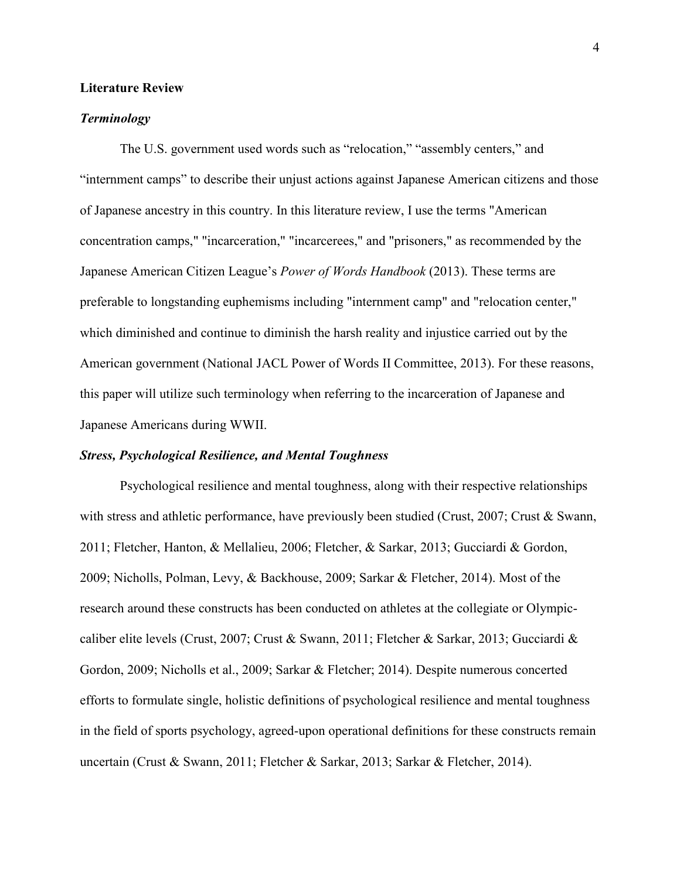## Literature Review

### *Terminology*

The U.S. government used words such as "relocation," "assembly centers," and "internment camps" to describe their unjust actions against Japanese American citizens and those of Japanese ancestry in this country. In this literature review, I use the terms "American concentration camps," "incarceration," "incarcerees," and "prisoners," as recommended by the Japanese American Citizen League's *Power of Words Handbook* (2013). These terms are preferable to longstanding euphemisms including "internment camp" and "relocation center," which diminished and continue to diminish the harsh reality and injustice carried out by the American government (National JACL Power of Words II Committee, 2013). For these reasons, this paper will utilize such terminology when referring to the incarceration of Japanese and Japanese Americans during WWII.

### *Stress, Psychological Resilience, and Mental Toughness*

Psychological resilience and mental toughness, along with their respective relationships with stress and athletic performance, have previously been studied (Crust, 2007; Crust & Swann, 2011; Fletcher, Hanton, & Mellalieu, 2006; Fletcher, & Sarkar, 2013; Gucciardi & Gordon, 2009; Nicholls, Polman, Levy, & Backhouse, 2009; Sarkar & Fletcher, 2014). Most of the research around these constructs has been conducted on athletes at the collegiate or Olympic-caliber elite levels (Crust, 2007; Crust & Swann, 2011; Fletcher & Sarkar, 2013; Gucciardi & Gordon, 2009; Nicholls et al., 2009; Sarkar & Fletcher; 2014). Despite numerous concerted efforts to formulate single, holistic definitions of psychological resilience and mental toughness in the field of sports psychology, agreed-upon operational definitions for these constructs remain uncertain (Crust & Swann, 2011; Fletcher & Sarkar, 2013; Sarkar & Fletcher, 2014).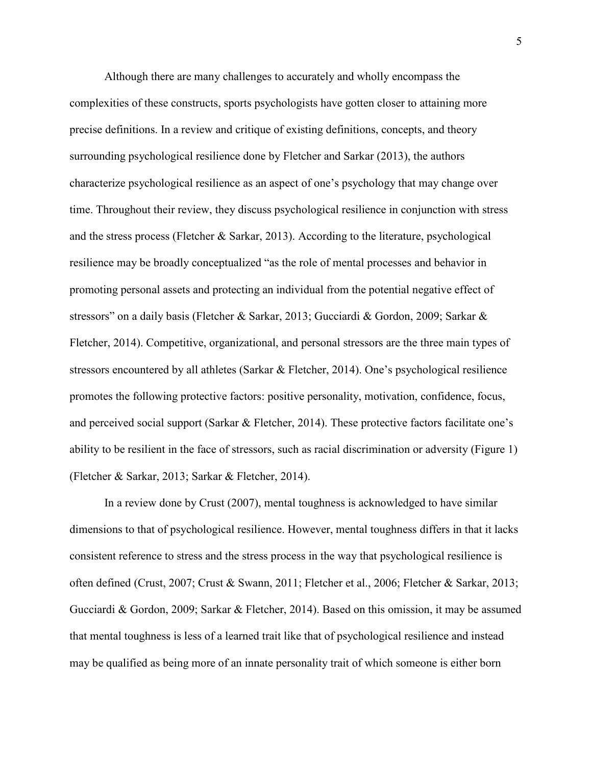Although there are many challenges to accurately and wholly encompass the complexities of these constructs, sports psychologists have gotten closer to attaining more precise definitions. In a review and critique of existing definitions, concepts, and theory surrounding psychological resilience done by Fletcher and Sarkar (2013), the authors characterize psychological resilience as an aspect of one's psychology that may change over time. Throughout their review, they discuss psychological resilience in conjunction with stress and the stress process (Fletcher & Sarkar, 2013). According to the literature, psychological resilience may be broadly conceptualized "as the role of mental processes and behavior in promoting personal assets and protecting an individual from the potential negative effect of stressors" on a daily basis (Fletcher & Sarkar, 2013; Gucciardi & Gordon, 2009; Sarkar & Fletcher, 2014). Competitive, organizational, and personal stressors are the three main types of stressors encountered by all athletes (Sarkar & Fletcher, 2014). One's psychological resilience promotes the following protective factors: positive personality, motivation, confidence, focus, and perceived social support (Sarkar & Fletcher, 2014). These protective factors facilitate one's ability to be resilient in the face of stressors, such as racial discrimination or adversity (Figure 1) (Fletcher & Sarkar, 2013; Sarkar & Fletcher, 2014).

In a review done by Crust (2007), mental toughness is acknowledged to have similar dimensions to that of psychological resilience. However, mental toughness differs in that it lacks consistent reference to stress and the stress process in the way that psychological resilience is often defined (Crust, 2007; Crust & Swann, 2011; Fletcher et al., 2006; Fletcher & Sarkar, 2013; Gucciardi & Gordon, 2009; Sarkar & Fletcher, 2014). Based on this omission, it may be assumed that mental toughness is less of a learned trait like that of psychological resilience and instead may be qualified as being more of an innate personality trait of which someone is either born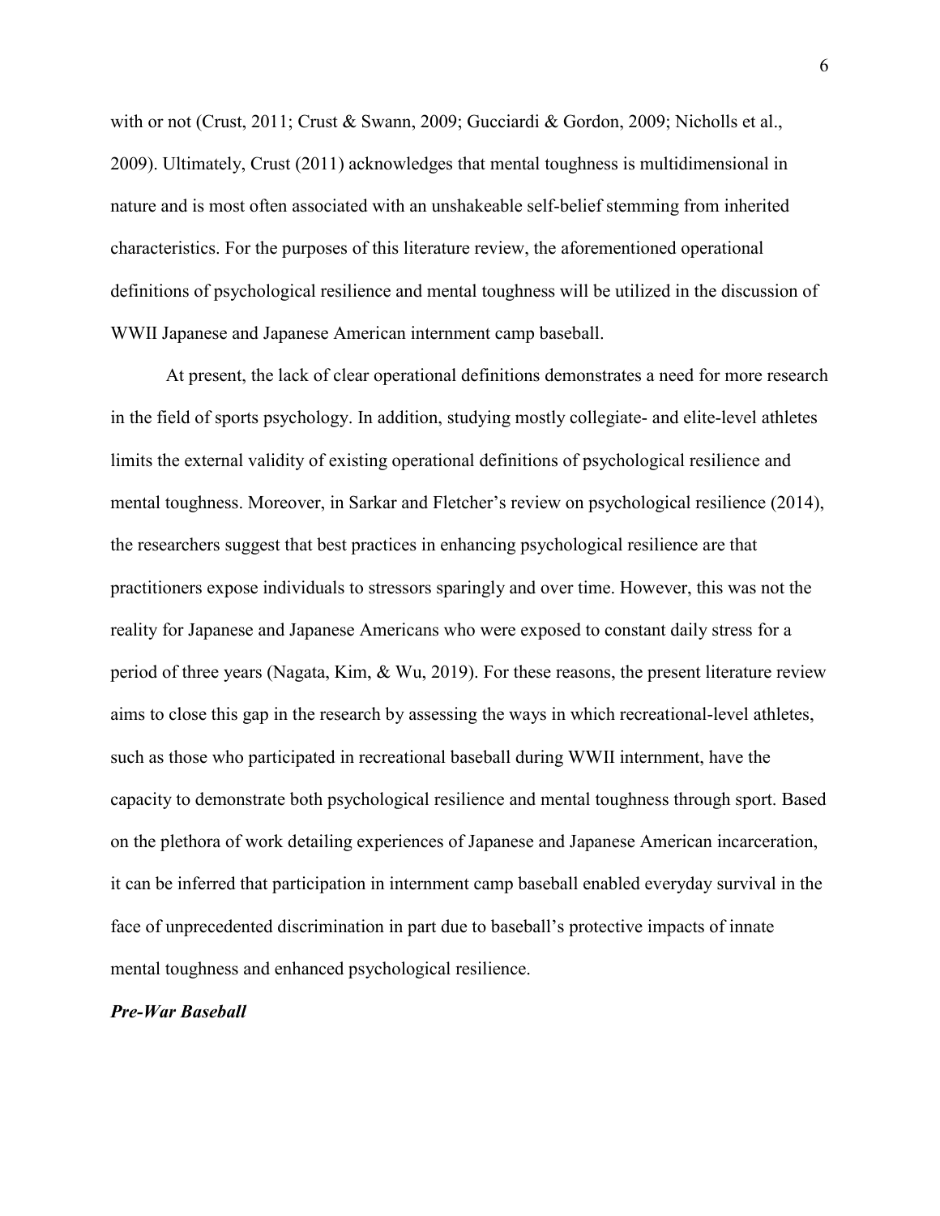with or not (Crust, 2011; Crust & Swann, 2009; Gucciardi & Gordon, 2009; Nicholls et al., 2009). Ultimately, Crust (2011) acknowledges that mental toughness is multidimensional in nature and is most often associated with an unshakeable self-belief stemming from inherited characteristics. For the purposes of this literature review, the aforementioned operational definitions of psychological resilience and mental toughness will be utilized in the discussion of WWII Japanese and Japanese American internment camp baseball.

At present, the lack of clear operational definitions demonstrates a need for more research in the field of sports psychology. In addition, studying mostly collegiate- and elite-level athletes limits the external validity of existing operational definitions of psychological resilience and mental toughness. Moreover, in Sarkar and Fletcher's review on psychological resilience (2014), the researchers suggest that best practices in enhancing psychological resilience are that practitioners expose individuals to stressors sparingly and over time. However, this was not the reality for Japanese and Japanese Americans who were exposed to constant daily stress for a period of three years (Nagata, Kim, & Wu, 2019). For these reasons, the present literature review aims to close this gap in the research by assessing the ways in which recreational-level athletes, such as those who participated in recreational baseball during WWII internment, have the capacity to demonstrate both psychological resilience and mental toughness through sport. Based on the plethora of work detailing experiences of Japanese and Japanese American incarceration, it can be inferred that participation in internment camp baseball enabled everyday survival in the face of unprecedented discrimination in part due to baseball's protective impacts of innate mental toughness and enhanced psychological resilience.

### ***Pre-War Baseball***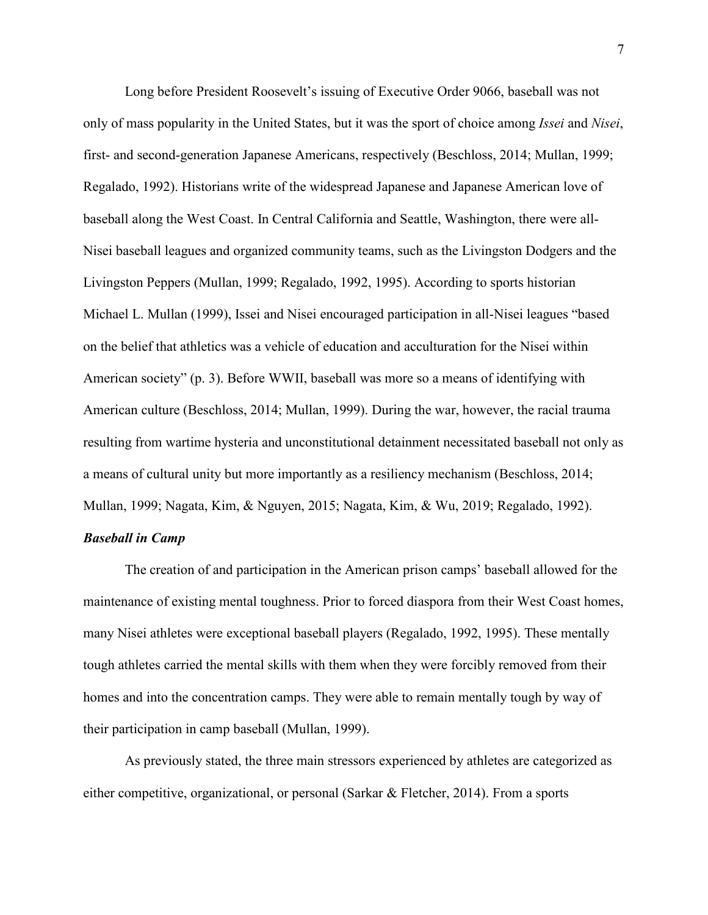Long before President Roosevelt's issuing of Executive Order 9066, baseball was not only of mass popularity in the United States, but it was the sport of choice among *Issei* and *Nisei*, first- and second-generation Japanese Americans, respectively (Beschloss, 2014; Mullan, 1999; Regalado, 1992). Historians write of the widespread Japanese and Japanese American love of baseball along the West Coast. In Central California and Seattle, Washington, there were all-Nisei baseball leagues and organized community teams, such as the Livingston Dodgers and the Livingston Peppers (Mullan, 1999; Regalado, 1992, 1995). According to sports historian Michael L. Mullan (1999), Issei and Nisei encouraged participation in all-Nisei leagues "based on the belief that athletics was a vehicle of education and acculturation for the Nisei within American society" (p. 3). Before WWII, baseball was more so a means of identifying with American culture (Beschloss, 2014; Mullan, 1999). During the war, however, the racial trauma resulting from wartime hysteria and unconstitutional detainment necessitated baseball not only as a means of cultural unity but more importantly as a resiliency mechanism (Beschloss, 2014; Mullan, 1999; Nagata, Kim, & Nguyen, 2015; Nagata, Kim, & Wu, 2019; Regalado, 1992).

***Baseball in Camp***

The creation of and participation in the American prison camps' baseball allowed for the maintenance of existing mental toughness. Prior to forced diaspora from their West Coast homes, many Nisei athletes were exceptional baseball players (Regalado, 1992, 1995). These mentally tough athletes carried the mental skills with them when they were forcibly removed from their homes and into the concentration camps. They were able to remain mentally tough by way of their participation in camp baseball (Mullan, 1999).

As previously stated, the three main stressors experienced by athletes are categorized as either competitive, organizational, or personal (Sarkar & Fletcher, 2014). From a sports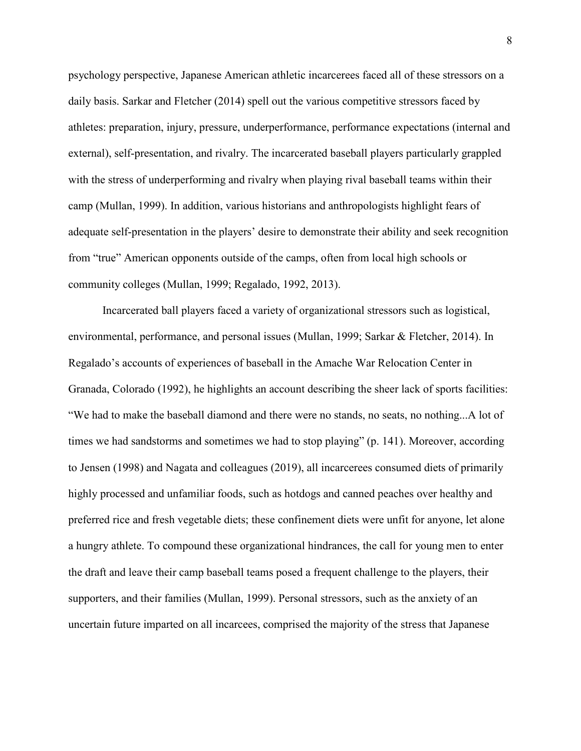psychology perspective, Japanese American athletic incarcerees faced all of these stressors on a daily basis. Sarkar and Fletcher (2014) spell out the various competitive stressors faced by athletes: preparation, injury, pressure, underperformance, performance expectations (internal and external), self-presentation, and rivalry. The incarcerated baseball players particularly grappled with the stress of underperforming and rivalry when playing rival baseball teams within their camp (Mullan, 1999). In addition, various historians and anthropologists highlight fears of adequate self-presentation in the players' desire to demonstrate their ability and seek recognition from "true" American opponents outside of the camps, often from local high schools or community colleges (Mullan, 1999; Regalado, 1992, 2013).

Incarcerated ball players faced a variety of organizational stressors such as logistical, environmental, performance, and personal issues (Mullan, 1999; Sarkar & Fletcher, 2014). In Regalado's accounts of experiences of baseball in the Amache War Relocation Center in Granada, Colorado (1992), he highlights an account describing the sheer lack of sports facilities: "We had to make the baseball diamond and there were no stands, no seats, no nothing...A lot of times we had sandstorms and sometimes we had to stop playing" (p. 141). Moreover, according to Jensen (1998) and Nagata and colleagues (2019), all incarcerees consumed diets of primarily highly processed and unfamiliar foods, such as hotdogs and canned peaches over healthy and preferred rice and fresh vegetable diets; these confinement diets were unfit for anyone, let alone a hungry athlete. To compound these organizational hindrances, the call for young men to enter the draft and leave their camp baseball teams posed a frequent challenge to the players, their supporters, and their families (Mullan, 1999). Personal stressors, such as the anxiety of an uncertain future imparted on all incarcees, comprised the majority of the stress that Japanese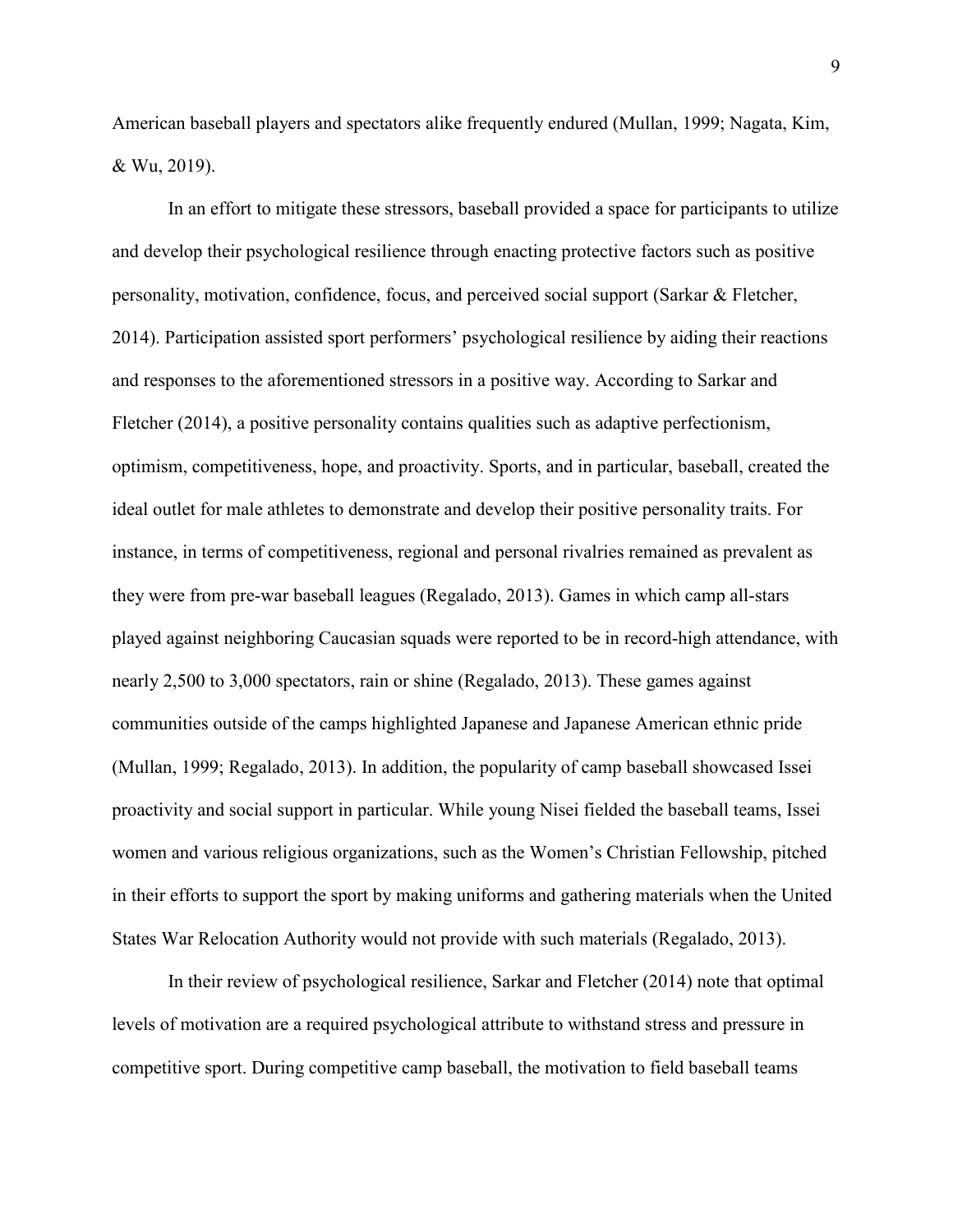American baseball players and spectators alike frequently endured (Mullan, 1999; Nagata, Kim, & Wu, 2019).

In an effort to mitigate these stressors, baseball provided a space for participants to utilize and develop their psychological resilience through enacting protective factors such as positive personality, motivation, confidence, focus, and perceived social support (Sarkar & Fletcher, 2014). Participation assisted sport performers' psychological resilience by aiding their reactions and responses to the aforementioned stressors in a positive way. According to Sarkar and Fletcher (2014), a positive personality contains qualities such as adaptive perfectionism, optimism, competitiveness, hope, and proactivity. Sports, and in particular, baseball, created the ideal outlet for male athletes to demonstrate and develop their positive personality traits. For instance, in terms of competitiveness, regional and personal rivalries remained as prevalent as they were from pre-war baseball leagues (Regalado, 2013). Games in which camp all-stars played against neighboring Caucasian squads were reported to be in record-high attendance, with nearly 2,500 to 3,000 spectators, rain or shine (Regalado, 2013). These games against communities outside of the camps highlighted Japanese and Japanese American ethnic pride (Mullan, 1999; Regalado, 2013). In addition, the popularity of camp baseball showcased Issei proactivity and social support in particular. While young Nisei fielded the baseball teams, Issei women and various religious organizations, such as the Women's Christian Fellowship, pitched in their efforts to support the sport by making uniforms and gathering materials when the United States War Relocation Authority would not provide with such materials (Regalado, 2013).

In their review of psychological resilience, Sarkar and Fletcher (2014) note that optimal levels of motivation are a required psychological attribute to withstand stress and pressure in competitive sport. During competitive camp baseball, the motivation to field baseball teams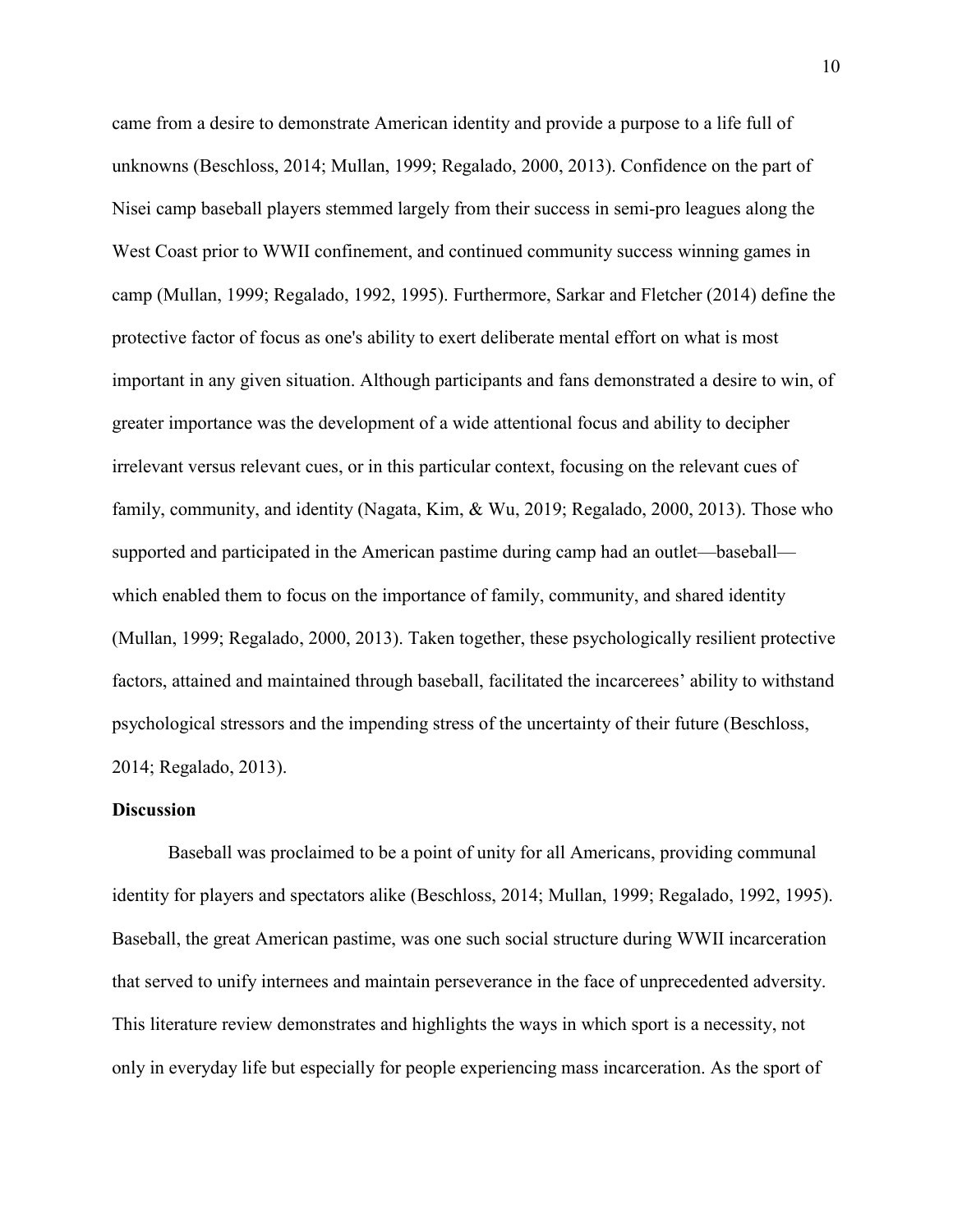came from a desire to demonstrate American identity and provide a purpose to a life full of unknowns (Beschloss, 2014; Mullan, 1999; Regalado, 2000, 2013). Confidence on the part of Nisei camp baseball players stemmed largely from their success in semi-pro leagues along the West Coast prior to WWII confinement, and continued community success winning games in camp (Mullan, 1999; Regalado, 1992, 1995). Furthermore, Sarkar and Fletcher (2014) define the protective factor of focus as one's ability to exert deliberate mental effort on what is most important in any given situation. Although participants and fans demonstrated a desire to win, of greater importance was the development of a wide attentional focus and ability to decipher irrelevant versus relevant cues, or in this particular context, focusing on the relevant cues of family, community, and identity (Nagata, Kim, & Wu, 2019; Regalado, 2000, 2013). Those who supported and participated in the American pastime during camp had an outlet—baseball—which enabled them to focus on the importance of family, community, and shared identity (Mullan, 1999; Regalado, 2000, 2013). Taken together, these psychologically resilient protective factors, attained and maintained through baseball, facilitated the incarcerees' ability to withstand psychological stressors and the impending stress of the uncertainty of their future (Beschloss, 2014; Regalado, 2013).

## Discussion

Baseball was proclaimed to be a point of unity for all Americans, providing communal identity for players and spectators alike (Beschloss, 2014; Mullan, 1999; Regalado, 1992, 1995). Baseball, the great American pastime, was one such social structure during WWII incarceration that served to unify internees and maintain perseverance in the face of unprecedented adversity. This literature review demonstrates and highlights the ways in which sport is a necessity, not only in everyday life but especially for people experiencing mass incarceration. As the sport of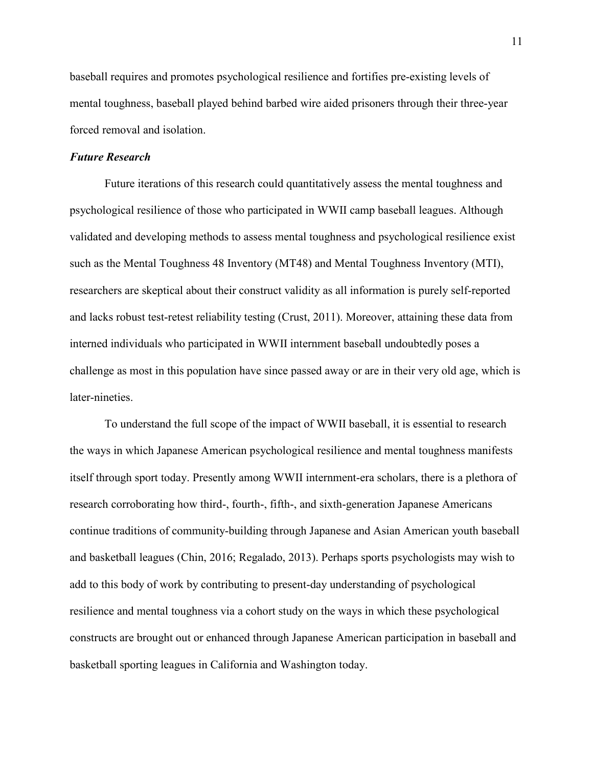baseball requires and promotes psychological resilience and fortifies pre-existing levels of mental toughness, baseball played behind barbed wire aided prisoners through their three-year forced removal and isolation.

### *Future Research*

Future iterations of this research could quantitatively assess the mental toughness and psychological resilience of those who participated in WWII camp baseball leagues. Although validated and developing methods to assess mental toughness and psychological resilience exist such as the Mental Toughness 48 Inventory (MT48) and Mental Toughness Inventory (MTI), researchers are skeptical about their construct validity as all information is purely self-reported and lacks robust test-retest reliability testing (Crust, 2011). Moreover, attaining these data from interned individuals who participated in WWII internment baseball undoubtedly poses a challenge as most in this population have since passed away or are in their very old age, which is later-nineties.

To understand the full scope of the impact of WWII baseball, it is essential to research the ways in which Japanese American psychological resilience and mental toughness manifests itself through sport today. Presently among WWII internment-era scholars, there is a plethora of research corroborating how third-, fourth-, fifth-, and sixth-generation Japanese Americans continue traditions of community-building through Japanese and Asian American youth baseball and basketball leagues (Chin, 2016; Regalado, 2013). Perhaps sports psychologists may wish to add to this body of work by contributing to present-day understanding of psychological resilience and mental toughness via a cohort study on the ways in which these psychological constructs are brought out or enhanced through Japanese American participation in baseball and basketball sporting leagues in California and Washington today.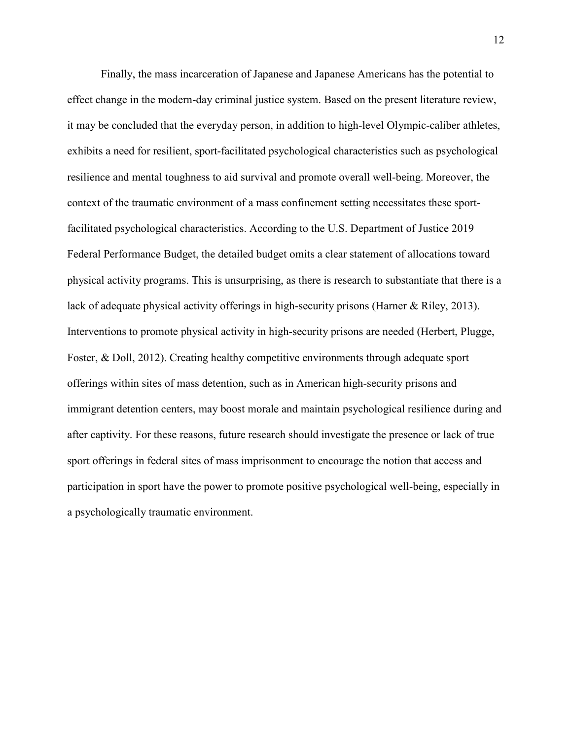Finally, the mass incarceration of Japanese and Japanese Americans has the potential to effect change in the modern-day criminal justice system. Based on the present literature review, it may be concluded that the everyday person, in addition to high-level Olympic-caliber athletes, exhibits a need for resilient, sport-facilitated psychological characteristics such as psychological resilience and mental toughness to aid survival and promote overall well-being. Moreover, the context of the traumatic environment of a mass confinement setting necessitates these sport-facilitated psychological characteristics. According to the U.S. Department of Justice 2019 Federal Performance Budget, the detailed budget omits a clear statement of allocations toward physical activity programs. This is unsurprising, as there is research to substantiate that there is a lack of adequate physical activity offerings in high-security prisons (Harner & Riley, 2013). Interventions to promote physical activity in high-security prisons are needed (Herbert, Plugge, Foster, & Doll, 2012). Creating healthy competitive environments through adequate sport offerings within sites of mass detention, such as in American high-security prisons and immigrant detention centers, may boost morale and maintain psychological resilience during and after captivity. For these reasons, future research should investigate the presence or lack of true sport offerings in federal sites of mass imprisonment to encourage the notion that access and participation in sport have the power to promote positive psychological well-being, especially in a psychologically traumatic environment.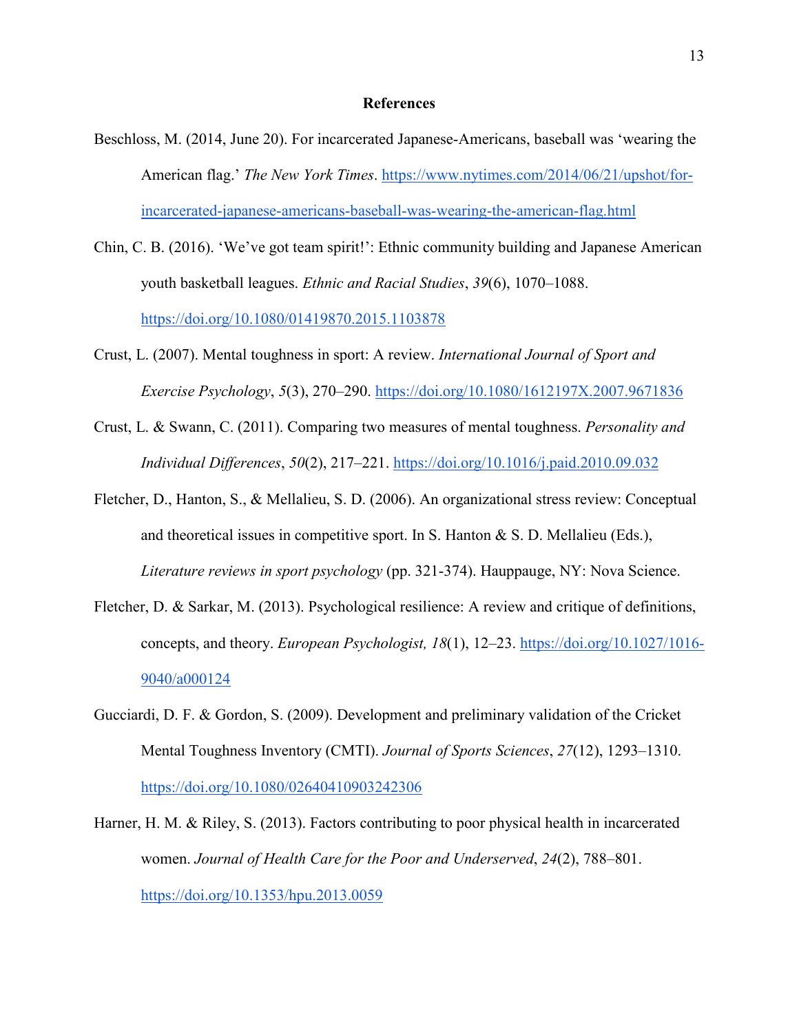# References

Beschloss, M. (2014, June 20). For incarcerated Japanese-Americans, baseball was 'wearing the American flag.' *The New York Times*. https://www.nytimes.com/2014/06/21/upshot/for-incarcerated-japanese-americans-baseball-was-wearing-the-american-flag.html

Chin, C. B. (2016). 'We've got team spirit!': Ethnic community building and Japanese American youth basketball leagues. *Ethnic and Racial Studies*, *39*(6), 1070–1088. https://doi.org/10.1080/01419870.2015.1103878

Crust, L. (2007). Mental toughness in sport: A review. *International Journal of Sport and Exercise Psychology*, *5*(3), 270–290. https://doi.org/10.1080/1612197X.2007.9671836

Crust, L. & Swann, C. (2011). Comparing two measures of mental toughness. *Personality and Individual Differences*, *50*(2), 217–221. https://doi.org/10.1016/j.paid.2010.09.032

Fletcher, D., Hanton, S., & Mellalieu, S. D. (2006). An organizational stress review: Conceptual and theoretical issues in competitive sport. In S. Hanton & S. D. Mellalieu (Eds.), *Literature reviews in sport psychology* (pp. 321-374). Hauppauge, NY: Nova Science.

Fletcher, D. & Sarkar, M. (2013). Psychological resilience: A review and critique of definitions, concepts, and theory. *European Psychologist, 18*(1), 12–23. https://doi.org/10.1027/1016-9040/a000124

Gucciardi, D. F. & Gordon, S. (2009). Development and preliminary validation of the Cricket Mental Toughness Inventory (CMTI). *Journal of Sports Sciences*, *27*(12), 1293–1310. https://doi.org/10.1080/02640410903242306

Harner, H. M. & Riley, S. (2013). Factors contributing to poor physical health in incarcerated women. *Journal of Health Care for the Poor and Underserved*, *24*(2), 788–801. https://doi.org/10.1353/hpu.2013.0059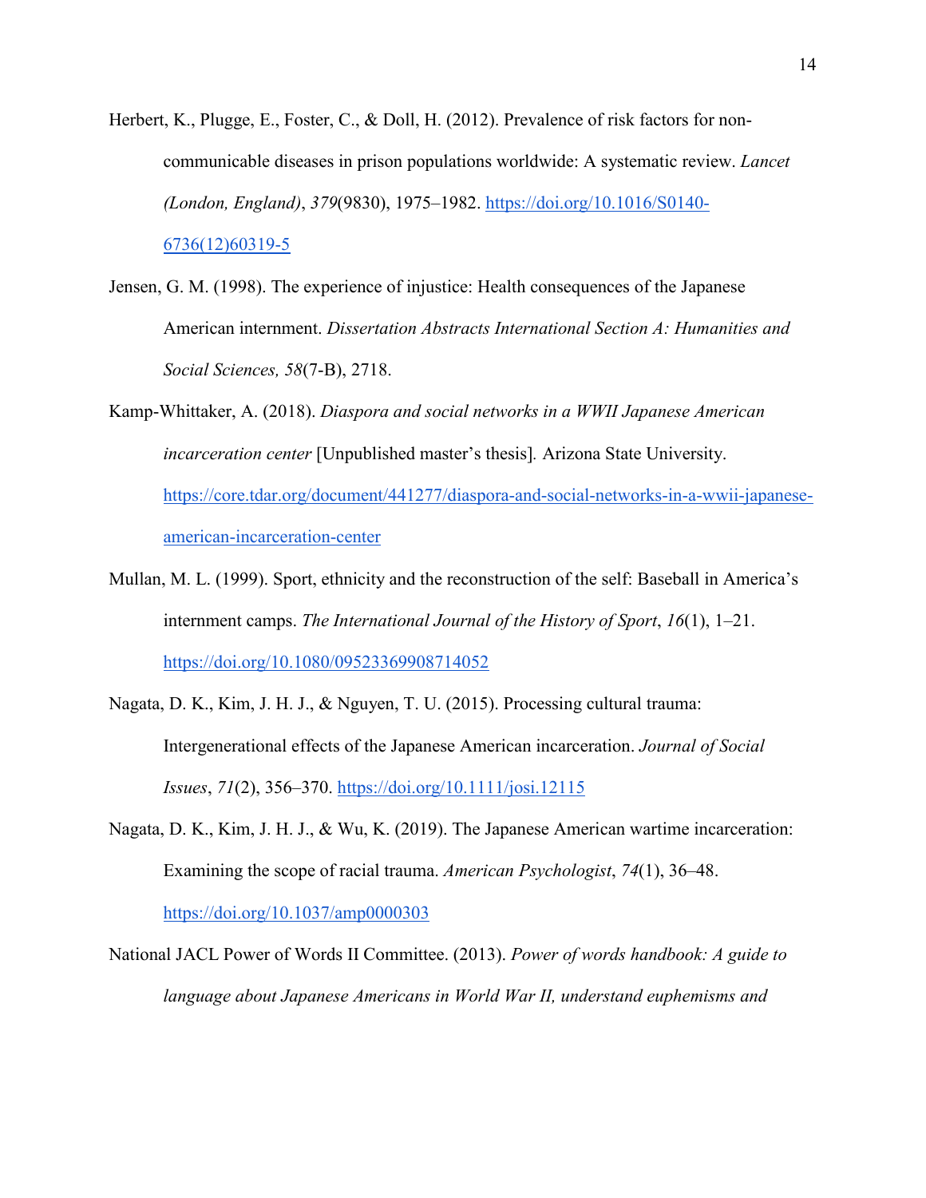Herbert, K., Plugge, E., Foster, C., & Doll, H. (2012). Prevalence of risk factors for non-communicable diseases in prison populations worldwide: A systematic review. *Lancet (London, England)*, *379*(9830), 1975–1982. https://doi.org/10.1016/S0140-6736(12)60319-5

Jensen, G. M. (1998). The experience of injustice: Health consequences of the Japanese American internment. *Dissertation Abstracts International Section A: Humanities and Social Sciences, 58*(7-B), 2718.

Kamp-Whittaker, A. (2018). *Diaspora and social networks in a WWII Japanese American incarceration center* [Unpublished master's thesis]. Arizona State University. https://core.tdar.org/document/441277/diaspora-and-social-networks-in-a-wwii-japanese-american-incarceration-center

Mullan, M. L. (1999). Sport, ethnicity and the reconstruction of the self: Baseball in America's internment camps. *The International Journal of the History of Sport*, *16*(1), 1–21. https://doi.org/10.1080/09523369908714052

Nagata, D. K., Kim, J. H. J., & Nguyen, T. U. (2015). Processing cultural trauma: Intergenerational effects of the Japanese American incarceration. *Journal of Social Issues*, *71*(2), 356–370. https://doi.org/10.1111/josi.12115

Nagata, D. K., Kim, J. H. J., & Wu, K. (2019). The Japanese American wartime incarceration: Examining the scope of racial trauma. *American Psychologist*, *74*(1), 36–48. https://doi.org/10.1037/amp0000303

National JACL Power of Words II Committee. (2013). *Power of words handbook: A guide to language about Japanese Americans in World War II, understand euphemisms and*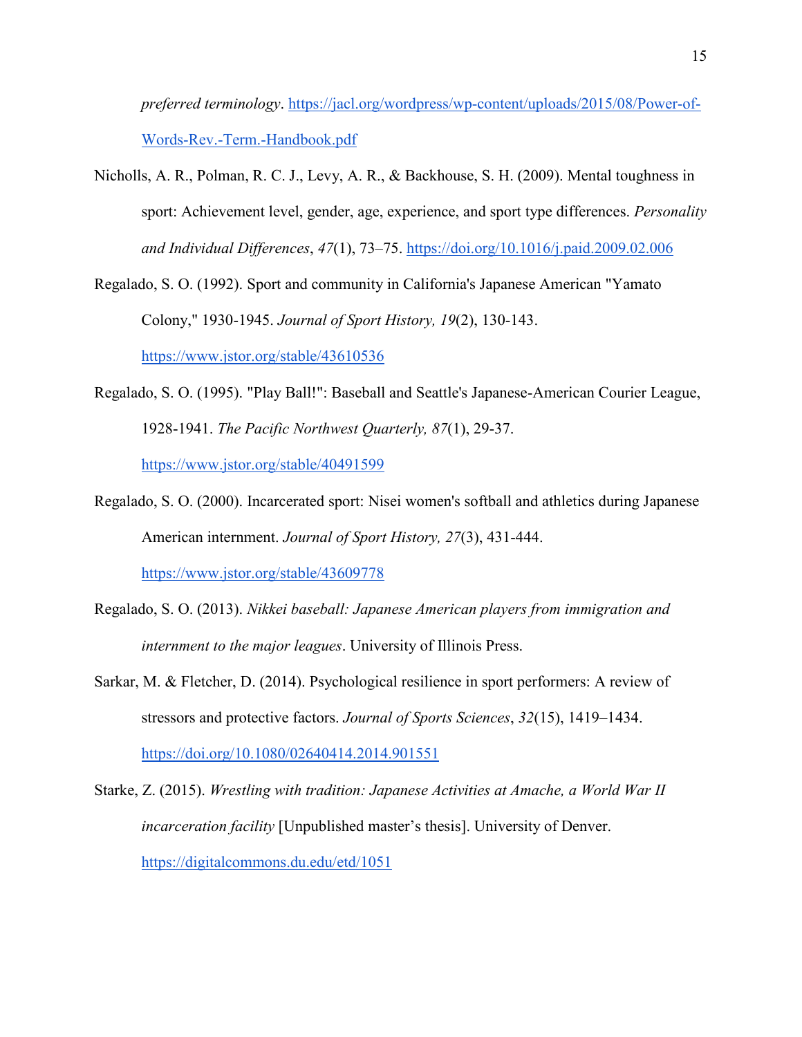*preferred terminology*. https://jacl.org/wordpress/wp-content/uploads/2015/08/Power-of-Words-Rev.-Term.-Handbook.pdf

Nicholls, A. R., Polman, R. C. J., Levy, A. R., & Backhouse, S. H. (2009). Mental toughness in sport: Achievement level, gender, age, experience, and sport type differences. *Personality and Individual Differences*, *47*(1), 73–75. https://doi.org/10.1016/j.paid.2009.02.006

Regalado, S. O. (1992). Sport and community in California's Japanese American "Yamato Colony," 1930-1945. *Journal of Sport History, 19*(2), 130-143. https://www.jstor.org/stable/43610536

Regalado, S. O. (1995). "Play Ball!": Baseball and Seattle's Japanese-American Courier League, 1928-1941. *The Pacific Northwest Quarterly, 87*(1), 29-37. https://www.jstor.org/stable/40491599

Regalado, S. O. (2000). Incarcerated sport: Nisei women's softball and athletics during Japanese American internment. *Journal of Sport History, 27*(3), 431-444. https://www.jstor.org/stable/43609778

Regalado, S. O. (2013). *Nikkei baseball: Japanese American players from immigration and internment to the major leagues*. University of Illinois Press.

Sarkar, M. & Fletcher, D. (2014). Psychological resilience in sport performers: A review of stressors and protective factors. *Journal of Sports Sciences*, *32*(15), 1419–1434. https://doi.org/10.1080/02640414.2014.901551

Starke, Z. (2015). *Wrestling with tradition: Japanese Activities at Amache, a World War II incarceration facility* [Unpublished master's thesis]. University of Denver. https://digitalcommons.du.edu/etd/1051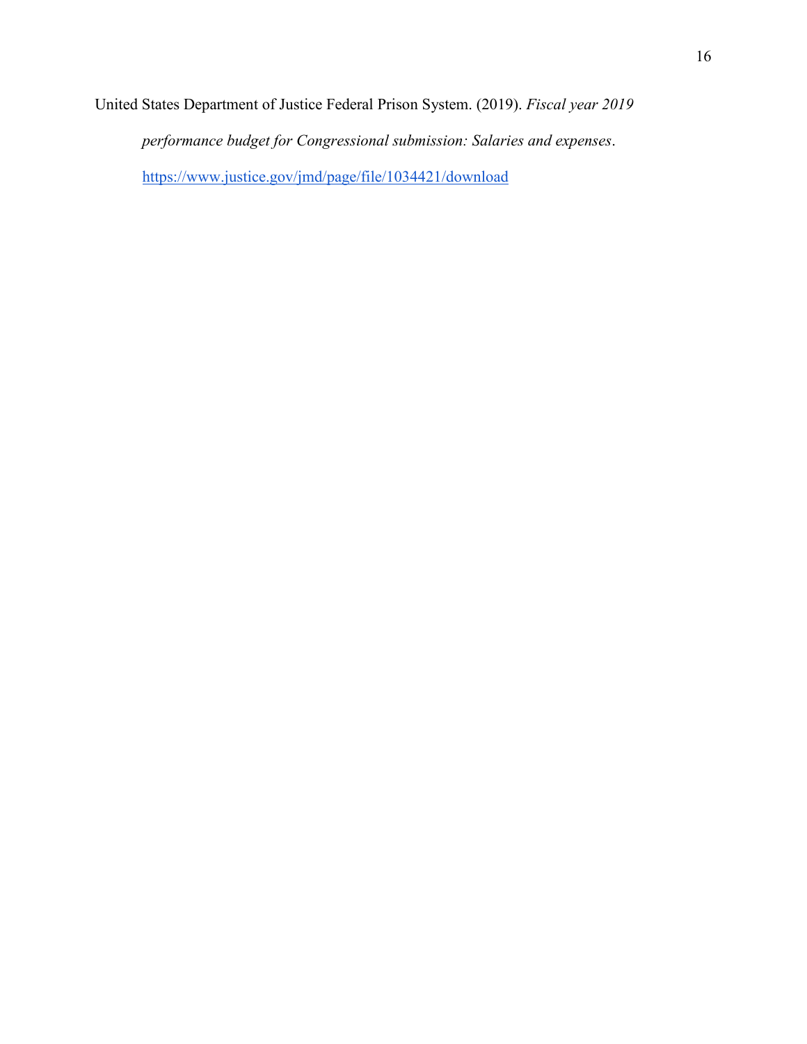United States Department of Justice Federal Prison System. (2019). *Fiscal year 2019 performance budget for Congressional submission: Salaries and expenses*. https://www.justice.gov/jmd/page/file/1034421/download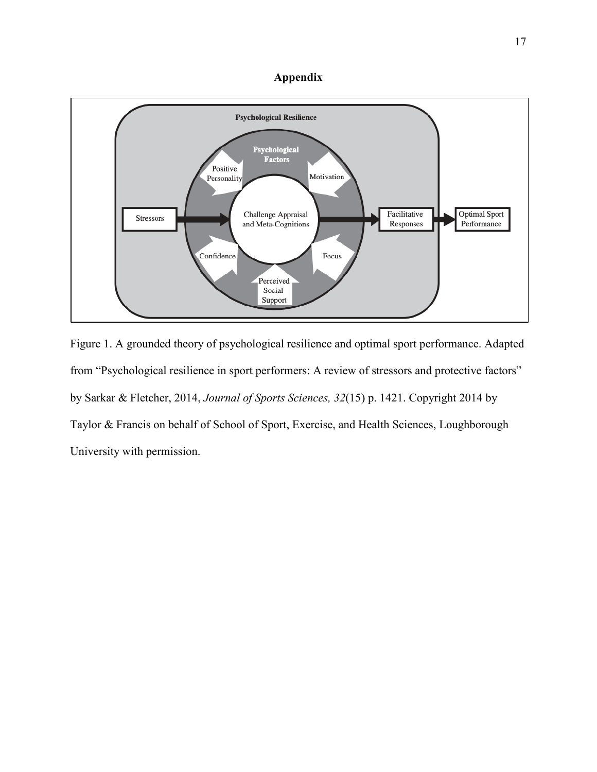# Appendix

Psychological Resilience

Psychological Factors

Positive Personality

Motivation

Stressors

Challenge Appraisal and Meta-Cognitions

Facilitative Responses

Optimal Sport Performance

Confidence

Focus

Perceived Social Support

Figure 1. A grounded theory of psychological resilience and optimal sport performance. Adapted from "Psychological resilience in sport performers: A review of stressors and protective factors" by Sarkar & Fletcher, 2014, *Journal of Sports Sciences, 32*(15) p. 1421. Copyright 2014 by Taylor & Francis on behalf of School of Sport, Exercise, and Health Sciences, Loughborough University with permission.